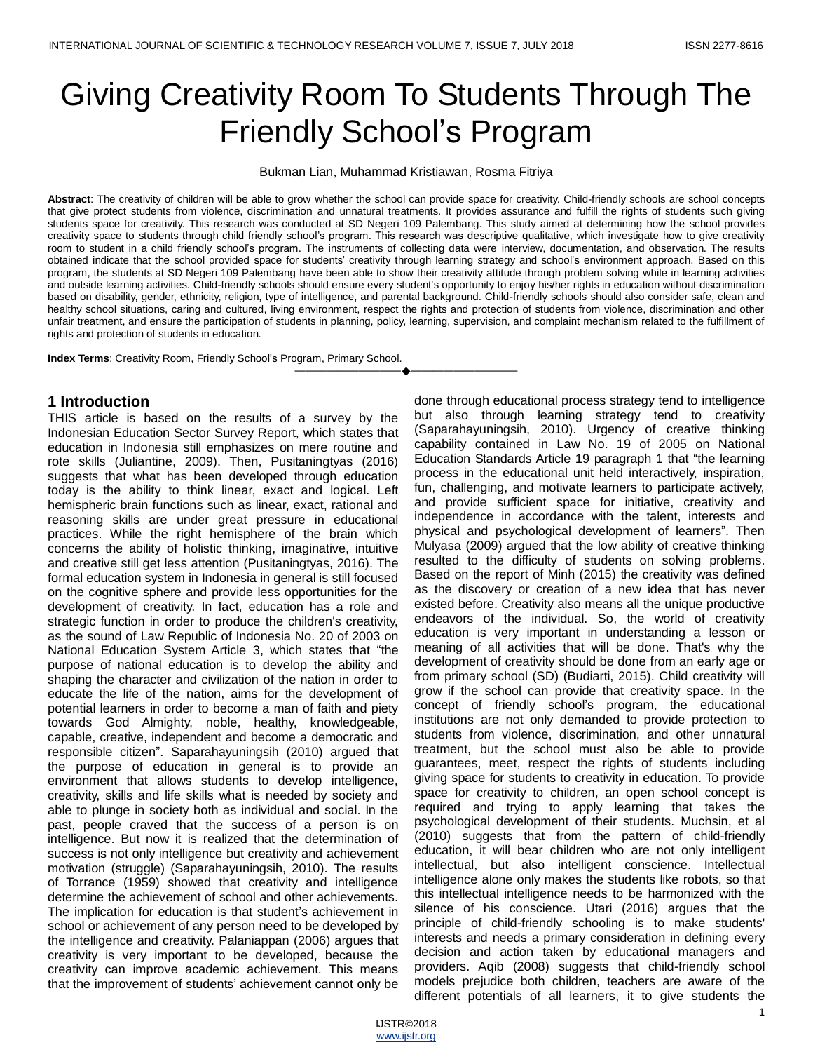# Giving Creativity Room To Students Through The Friendly School's Program

Bukman Lian, Muhammad Kristiawan, Rosma Fitriya

**Abstract**: The creativity of children will be able to grow whether the school can provide space for creativity. Child-friendly schools are school concepts that give protect students from violence, discrimination and unnatural treatments. It provides assurance and fulfill the rights of students such giving students space for creativity. This research was conducted at SD Negeri 109 Palembang. This study aimed at determining how the school provides creativity space to students through child friendly school's program. This research was descriptive qualitative, which investigate how to give creativity room to student in a child friendly school's program. The instruments of collecting data were interview, documentation, and observation. The results obtained indicate that the school provided space for students' creativity through learning strategy and school's environment approach. Based on this program, the students at SD Negeri 109 Palembang have been able to show their creativity attitude through problem solving while in learning activities and outside learning activities. Child-friendly schools should ensure every student's opportunity to enjoy his/her rights in education without discrimination based on disability, gender, ethnicity, religion, type of intelligence, and parental background. Child-friendly schools should also consider safe, clean and healthy school situations, caring and cultured, living environment, respect the rights and protection of students from violence, discrimination and other unfair treatment, and ensure the participation of students in planning, policy, learning, supervision, and complaint mechanism related to the fulfillment of rights and protection of students in education.

**Index Terms**: Creativity Room, Friendly School's Program, Primary School.

## 1 Introduction

THIS article is based on the results of a survey by the Indonesian Education Sector Survey Report, which states that education in Indonesia still emphasizes on mere routine and rote skills (Juliantine, 2009). Then, Pusitaningtyas (2016) suggests that what has been developed through education today is the ability to think linear, exact and logical. Left hemispheric brain functions such as linear, exact, rational and reasoning skills are under great pressure in educational practices. While the right hemisphere of the brain which concerns the ability of holistic thinking, imaginative, intuitive and creative still get less attention (Pusitaningtyas, 2016). The formal education system in Indonesia in general is still focused on the cognitive sphere and provide less opportunities for the development of creativity. In fact, education has a role and strategic function in order to produce the children's creativity, as the sound of Law Republic of Indonesia No. 20 of 2003 on National Education System Article 3, which states that "the purpose of national education is to develop the ability and shaping the character and civilization of the nation in order to educate the life of the nation, aims for the development of potential learners in order to become a man of faith and piety towards God Almighty, noble, healthy, knowledgeable, capable, creative, independent and become a democratic and responsible citizen". Saparahayuningsih (2010) argued that the purpose of education in general is to provide an environment that allows students to develop intelligence, creativity, skills and life skills what is needed by society and able to plunge in society both as individual and social. In the past, people craved that the success of a person is on intelligence. But now it is realized that the determination of success is not only intelligence but creativity and achievement motivation (struggle) (Saparahayuningsih, 2010). The results of Torrance (1959) showed that creativity and intelligence determine the achievement of school and other achievements. The implication for education is that student's achievement in school or achievement of any person need to be developed by the intelligence and creativity. Palaniappan (2006) argues that creativity is very important to be developed, because the creativity can improve academic achievement. This means that the improvement of students' achievement cannot only be done through educational process strategy tend to intelligence but also through learning strategy tend to creativity (Saparahayuningsih, 2010). Urgency of creative thinking capability contained in Law No. 19 of 2005 on National Education Standards Article 19 paragraph 1 that "the learning process in the educational unit held interactively, inspiration, fun, challenging, and motivate learners to participate actively, and provide sufficient space for initiative, creativity and independence in accordance with the talent, interests and physical and psychological development of learners". Then Mulyasa (2009) argued that the low ability of creative thinking resulted to the difficulty of students on solving problems. Based on the report of Minh (2015) the creativity was defined as the discovery or creation of a new idea that has never existed before. Creativity also means all the unique productive endeavors of the individual. So, the world of creativity education is very important in understanding a lesson or meaning of all activities that will be done. That's why the development of creativity should be done from an early age or from primary school (SD) (Budiarti, 2015). Child creativity will grow if the school can provide that creativity space. In the concept of friendly school's program, the educational institutions are not only demanded to provide protection to students from violence, discrimination, and other unnatural treatment, but the school must also be able to provide guarantees, meet, respect the rights of students including giving space for students to creativity in education. To provide space for creativity to children, an open school concept is required and trying to apply learning that takes the psychological development of their students. Muchsin, et al (2010) suggests that from the pattern of child-friendly education, it will bear children who are not only intelligent intellectual, but also intelligent conscience. Intellectual intelligence alone only makes the students like robots, so that this intellectual intelligence needs to be harmonized with the silence of his conscience. Utari (2016) argues that the principle of child-friendly schooling is to make students' interests and needs a primary consideration in defining every decision and action taken by educational managers and providers. Aqib (2008) suggests that child-friendly school models prejudice both children, teachers are aware of the different potentials of all learners, it to give students the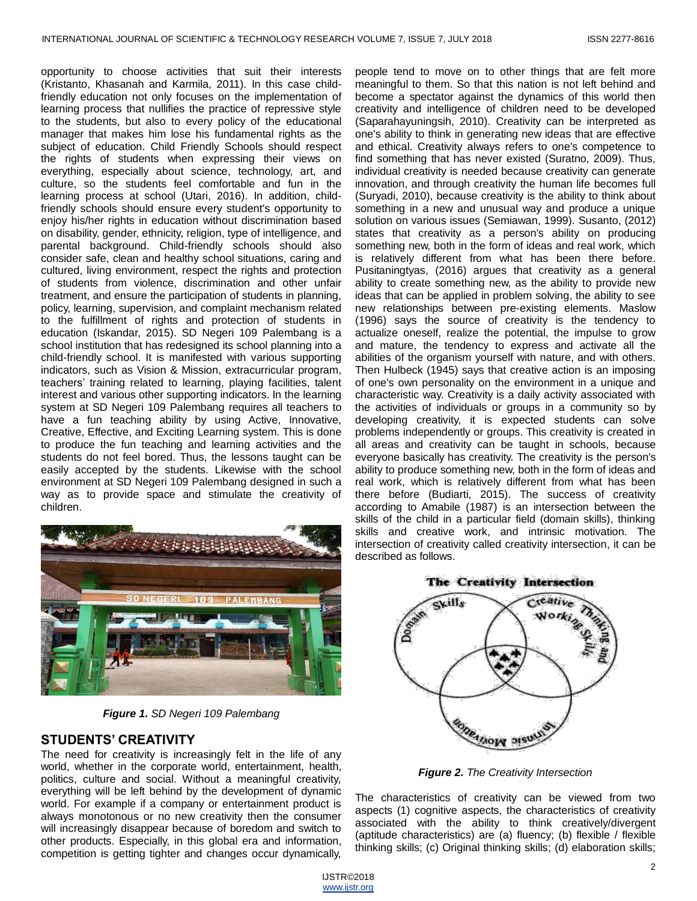opportunity to choose activities that suit their interests (Kristanto, Khasanah and Karmila, 2011). In this case child-friendly education not only focuses on the implementation of learning process that nullifies the practice of repressive style to the students, but also to every policy of the educational manager that makes him lose his fundamental rights as the subject of education. Child Friendly Schools should respect the rights of students when expressing their views on everything, especially about science, technology, art, and culture, so the students feel comfortable and fun in the learning process at school (Utari, 2016). In addition, child-friendly schools should ensure every student's opportunity to enjoy his/her rights in education without discrimination based on disability, gender, ethnicity, religion, type of intelligence, and parental background. Child-friendly schools should also consider safe, clean and healthy school situations, caring and cultured, living environment, respect the rights and protection of students from violence, discrimination and other unfair treatment, and ensure the participation of students in planning, policy, learning, supervision, and complaint mechanism related to the fulfillment of rights and protection of students in education (Iskandar, 2015). SD Negeri 109 Palembang is a school institution that has redesigned its school planning into a child-friendly school. It is manifested with various supporting indicators, such as Vision & Mission, extracurricular program, teachers' training related to learning, playing facilities, talent interest and various other supporting indicators. In the learning system at SD Negeri 109 Palembang requires all teachers to have a fun teaching ability by using Active, Innovative, Creative, Effective, and Exciting Learning system. This is done to produce the fun teaching and learning activities and the students do not feel bored. Thus, the lessons taught can be easily accepted by the students. Likewise with the school environment at SD Negeri 109 Palembang designed in such a way as to provide space and stimulate the creativity of children.

***Figure 1.*** *SD Negeri 109 Palembang*

## STUDENTS' CREATIVITY

The need for creativity is increasingly felt in the life of any world, whether in the corporate world, entertainment, health, politics, culture and social. Without a meaningful creativity, everything will be left behind by the development of dynamic world. For example if a company or entertainment product is always monotonous or no new creativity then the consumer will increasingly disappear because of boredom and switch to other products. Especially, in this global era and information, competition is getting tighter and changes occur dynamically, people tend to move on to other things that are felt more meaningful to them. So that this nation is not left behind and become a spectator against the dynamics of this world then creativity and intelligence of children need to be developed (Saparahayuningsih, 2010). Creativity can be interpreted as one's ability to think in generating new ideas that are effective and ethical. Creativity always refers to one's competence to find something that has never existed (Suratno, 2009). Thus, individual creativity is needed because creativity can generate innovation, and through creativity the human life becomes full (Suryadi, 2010), because creativity is the ability to think about something in a new and unusual way and produce a unique solution on various issues (Semiawan, 1999). Susanto, (2012) states that creativity as a person's ability on producing something new, both in the form of ideas and real work, which is relatively different from what has been there before. Pusitaningtyas, (2016) argues that creativity as a general ability to create something new, as the ability to provide new ideas that can be applied in problem solving, the ability to see new relationships between pre-existing elements. Maslow (1996) says the source of creativity is the tendency to actualize oneself, realize the potential, the impulse to grow and mature, the tendency to express and activate all the abilities of the organism yourself with nature, and with others. Then Hulbeck (1945) says that creative action is an imposing of one's own personality on the environment in a unique and characteristic way. Creativity is a daily activity associated with the activities of individuals or groups in a community so by developing creativity, it is expected students can solve problems independently or groups. This creativity is created in all areas and creativity can be taught in schools, because everyone basically has creativity. The creativity is the person's ability to produce something new, both in the form of ideas and real work, which is relatively different from what has been there before (Budiarti, 2015). The success of creativity according to Amabile (1987) is an intersection between the skills of the child in a particular field (domain skills), thinking skills and creative work, and intrinsic motivation. The intersection of creativity called creativity intersection, it can be described as follows.

***Figure 2.*** *The Creativity Intersection*

The characteristics of creativity can be viewed from two aspects (1) cognitive aspects, the characteristics of creativity associated with the ability to think creatively/divergent (aptitude characteristics) are (a) fluency; (b) flexible / flexible thinking skills; (c) Original thinking skills; (d) elaboration skills;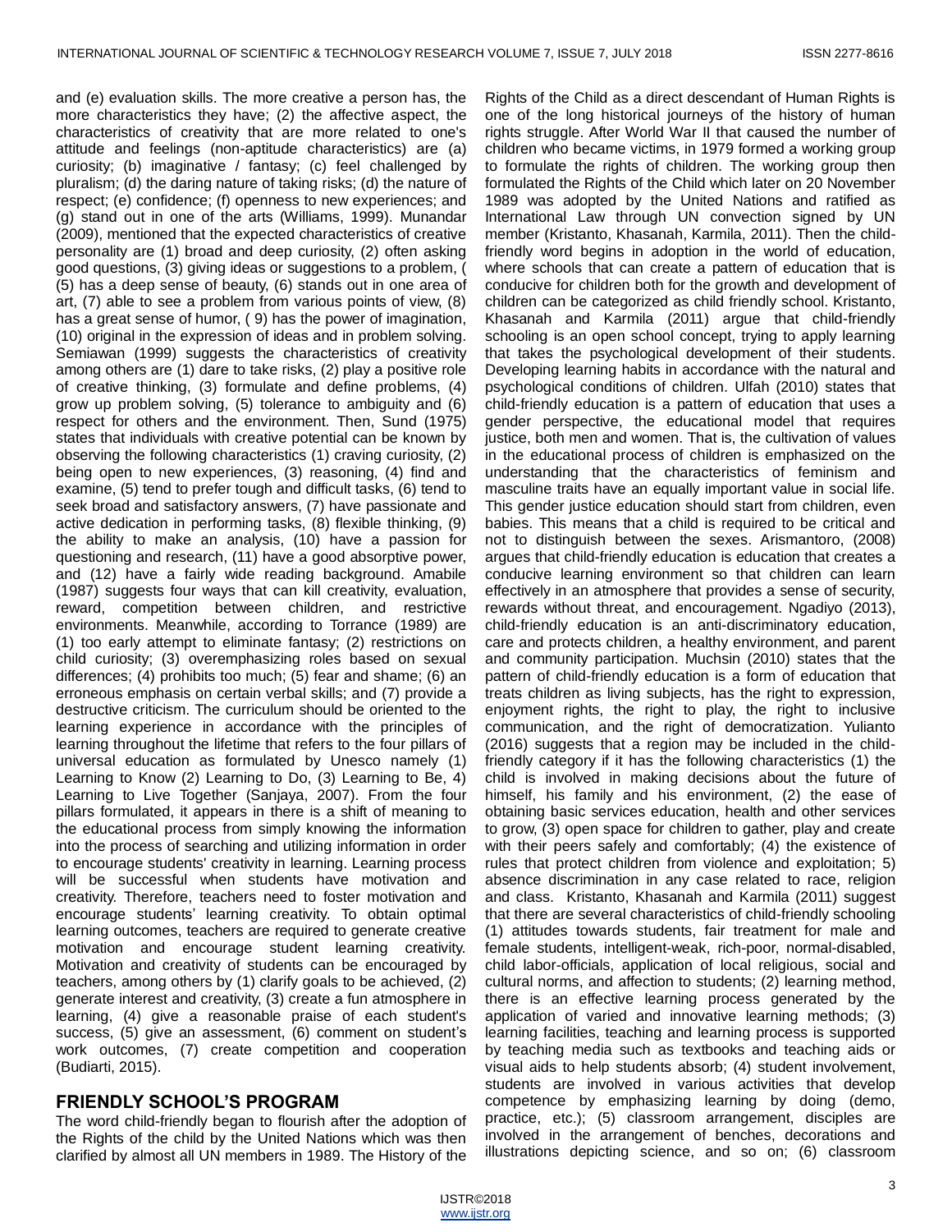and (e) evaluation skills. The more creative a person has, the more characteristics they have; (2) the affective aspect, the characteristics of creativity that are more related to one's attitude and feelings (non-aptitude characteristics) are (a) curiosity; (b) imaginative / fantasy; (c) feel challenged by pluralism; (d) the daring nature of taking risks; (d) the nature of respect; (e) confidence; (f) openness to new experiences; and (g) stand out in one of the arts (Williams, 1999). Munandar (2009), mentioned that the expected characteristics of creative personality are (1) broad and deep curiosity, (2) often asking good questions, (3) giving ideas or suggestions to a problem, ( (5) has a deep sense of beauty, (6) stands out in one area of art, (7) able to see a problem from various points of view, (8) has a great sense of humor, ( 9) has the power of imagination, (10) original in the expression of ideas and in problem solving. Semiawan (1999) suggests the characteristics of creativity among others are (1) dare to take risks, (2) play a positive role of creative thinking, (3) formulate and define problems, (4) grow up problem solving, (5) tolerance to ambiguity and (6) respect for others and the environment. Then, Sund (1975) states that individuals with creative potential can be known by observing the following characteristics (1) craving curiosity, (2) being open to new experiences, (3) reasoning, (4) find and examine, (5) tend to prefer tough and difficult tasks, (6) tend to seek broad and satisfactory answers, (7) have passionate and active dedication in performing tasks, (8) flexible thinking, (9) the ability to make an analysis, (10) have a passion for questioning and research, (11) have a good absorptive power, and (12) have a fairly wide reading background. Amabile (1987) suggests four ways that can kill creativity, evaluation, reward, competition between children, and restrictive environments. Meanwhile, according to Torrance (1989) are (1) too early attempt to eliminate fantasy; (2) restrictions on child curiosity; (3) overemphasizing roles based on sexual differences; (4) prohibits too much; (5) fear and shame; (6) an erroneous emphasis on certain verbal skills; and (7) provide a destructive criticism. The curriculum should be oriented to the learning experience in accordance with the principles of learning throughout the lifetime that refers to the four pillars of universal education as formulated by Unesco namely (1) Learning to Know (2) Learning to Do, (3) Learning to Be, 4) Learning to Live Together (Sanjaya, 2007). From the four pillars formulated, it appears in there is a shift of meaning to the educational process from simply knowing the information into the process of searching and utilizing information in order to encourage students' creativity in learning. Learning process will be successful when students have motivation and creativity. Therefore, teachers need to foster motivation and encourage students' learning creativity. To obtain optimal learning outcomes, teachers are required to generate creative motivation and encourage student learning creativity. Motivation and creativity of students can be encouraged by teachers, among others by (1) clarify goals to be achieved, (2) generate interest and creativity, (3) create a fun atmosphere in learning, (4) give a reasonable praise of each student's success, (5) give an assessment, (6) comment on student's work outcomes, (7) create competition and cooperation (Budiarti, 2015).

## FRIENDLY SCHOOL'S PROGRAM

The word child-friendly began to flourish after the adoption of the Rights of the child by the United Nations which was then clarified by almost all UN members in 1989. The History of the Rights of the Child as a direct descendant of Human Rights is one of the long historical journeys of the history of human rights struggle. After World War II that caused the number of children who became victims, in 1979 formed a working group to formulate the rights of children. The working group then formulated the Rights of the Child which later on 20 November 1989 was adopted by the United Nations and ratified as International Law through UN convection signed by UN member (Kristanto, Khasanah, Karmila, 2011). Then the child-friendly word begins in adoption in the world of education, where schools that can create a pattern of education that is conducive for children both for the growth and development of children can be categorized as child friendly school. Kristanto, Khasanah and Karmila (2011) argue that child-friendly schooling is an open school concept, trying to apply learning that takes the psychological development of their students. Developing learning habits in accordance with the natural and psychological conditions of children. Ulfah (2010) states that child-friendly education is a pattern of education that uses a gender perspective, the educational model that requires justice, both men and women. That is, the cultivation of values in the educational process of children is emphasized on the understanding that the characteristics of feminism and masculine traits have an equally important value in social life. This gender justice education should start from children, even babies. This means that a child is required to be critical and not to distinguish between the sexes. Arismantoro, (2008) argues that child-friendly education is education that creates a conducive learning environment so that children can learn effectively in an atmosphere that provides a sense of security, rewards without threat, and encouragement. Ngadiyo (2013), child-friendly education is an anti-discriminatory education, care and protects children, a healthy environment, and parent and community participation. Muchsin (2010) states that the pattern of child-friendly education is a form of education that treats children as living subjects, has the right to expression, enjoyment rights, the right to play, the right to inclusive communication, and the right of democratization. Yulianto (2016) suggests that a region may be included in the child-friendly category if it has the following characteristics (1) the child is involved in making decisions about the future of himself, his family and his environment, (2) the ease of obtaining basic services education, health and other services to grow, (3) open space for children to gather, play and create with their peers safely and comfortably; (4) the existence of rules that protect children from violence and exploitation; 5) absence discrimination in any case related to race, religion and class. Kristanto, Khasanah and Karmila (2011) suggest that there are several characteristics of child-friendly schooling (1) attitudes towards students, fair treatment for male and female students, intelligent-weak, rich-poor, normal-disabled, child labor-officials, application of local religious, social and cultural norms, and affection to students; (2) learning method, there is an effective learning process generated by the application of varied and innovative learning methods; (3) learning facilities, teaching and learning process is supported by teaching media such as textbooks and teaching aids or visual aids to help students absorb; (4) student involvement, students are involved in various activities that develop competence by emphasizing learning by doing (demo, practice, etc.); (5) classroom arrangement, disciples are involved in the arrangement of benches, decorations and illustrations depicting science, and so on; (6) classroom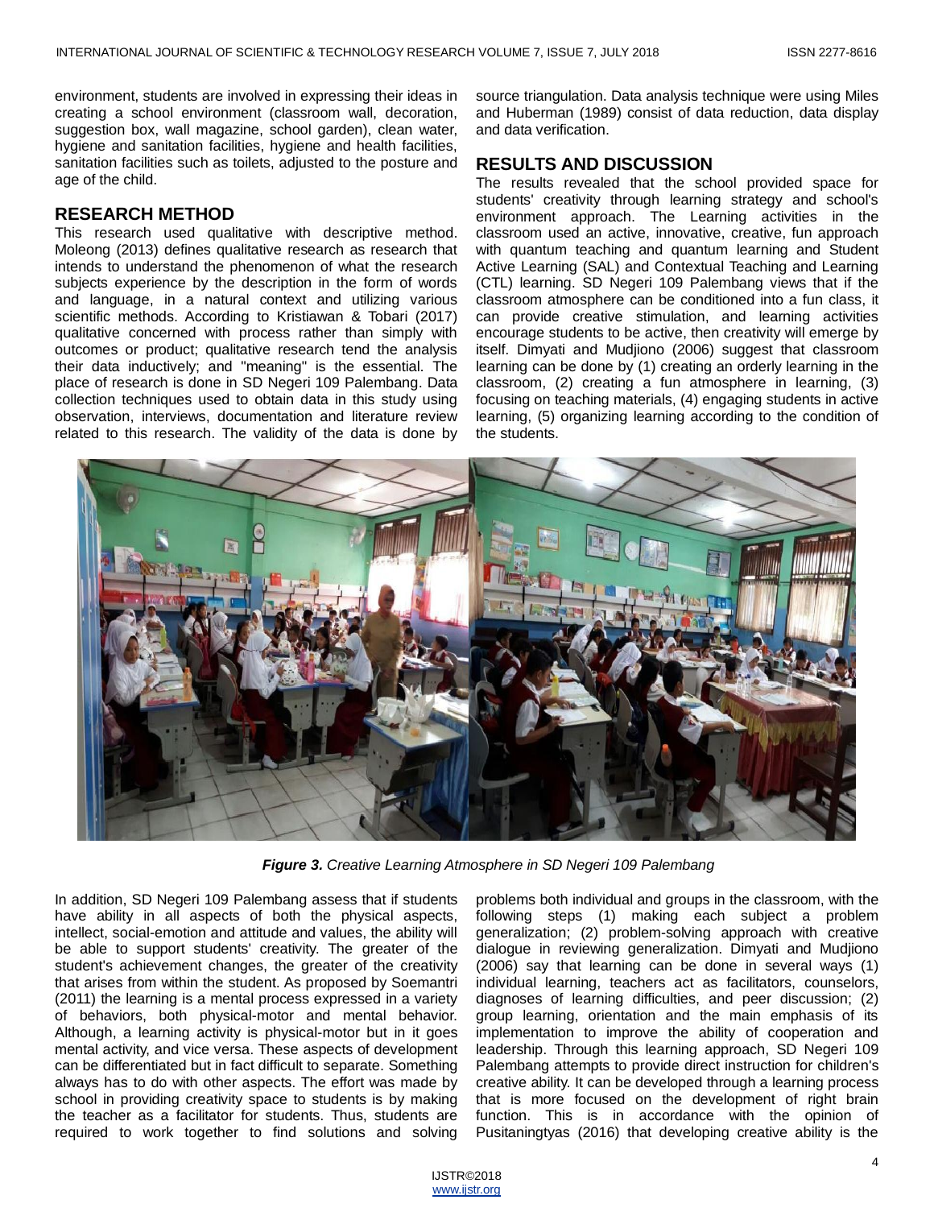environment, students are involved in expressing their ideas in creating a school environment (classroom wall, decoration, suggestion box, wall magazine, school garden), clean water, hygiene and sanitation facilities, hygiene and health facilities, sanitation facilities such as toilets, adjusted to the posture and age of the child.

## RESEARCH METHOD

This research used qualitative with descriptive method. Moleong (2013) defines qualitative research as research that intends to understand the phenomenon of what the research subjects experience by the description in the form of words and language, in a natural context and utilizing various scientific methods. According to Kristiawan & Tobari (2017) qualitative concerned with process rather than simply with outcomes or product; qualitative research tend the analysis their data inductively; and "meaning" is the essential. The place of research is done in SD Negeri 109 Palembang. Data collection techniques used to obtain data in this study using observation, interviews, documentation and literature review related to this research. The validity of the data is done by source triangulation. Data analysis technique were using Miles and Huberman (1989) consist of data reduction, data display and data verification.

## RESULTS AND DISCUSSION

The results revealed that the school provided space for students' creativity through learning strategy and school's environment approach. The Learning activities in the classroom used an active, innovative, creative, fun approach with quantum teaching and quantum learning and Student Active Learning (SAL) and Contextual Teaching and Learning (CTL) learning. SD Negeri 109 Palembang views that if the classroom atmosphere can be conditioned into a fun class, it can provide creative stimulation, and learning activities encourage students to be active, then creativity will emerge by itself. Dimyati and Mudjiono (2006) suggest that classroom learning can be done by (1) creating an orderly learning in the classroom, (2) creating a fun atmosphere in learning, (3) focusing on teaching materials, (4) engaging students in active learning, (5) organizing learning according to the condition of the students.

***Figure 3.*** *Creative Learning Atmosphere in SD Negeri 109 Palembang*

In addition, SD Negeri 109 Palembang assess that if students have ability in all aspects of both the physical aspects, intellect, social-emotion and attitude and values, the ability will be able to support students' creativity. The greater of the student's achievement changes, the greater of the creativity that arises from within the student. As proposed by Soemantri (2011) the learning is a mental process expressed in a variety of behaviors, both physical-motor and mental behavior. Although, a learning activity is physical-motor but in it goes mental activity, and vice versa. These aspects of development can be differentiated but in fact difficult to separate. Something always has to do with other aspects. The effort was made by school in providing creativity space to students is by making the teacher as a facilitator for students. Thus, students are required to work together to find solutions and solving problems both individual and groups in the classroom, with the following steps (1) making each subject a problem generalization; (2) problem-solving approach with creative dialogue in reviewing generalization. Dimyati and Mudjiono (2006) say that learning can be done in several ways (1) individual learning, teachers act as facilitators, counselors, diagnoses of learning difficulties, and peer discussion; (2) group learning, orientation and the main emphasis of its implementation to improve the ability of cooperation and leadership. Through this learning approach, SD Negeri 109 Palembang attempts to provide direct instruction for children's creative ability. It can be developed through a learning process that is more focused on the development of right brain function. This is in accordance with the opinion of Pusitaningtyas (2016) that developing creative ability is the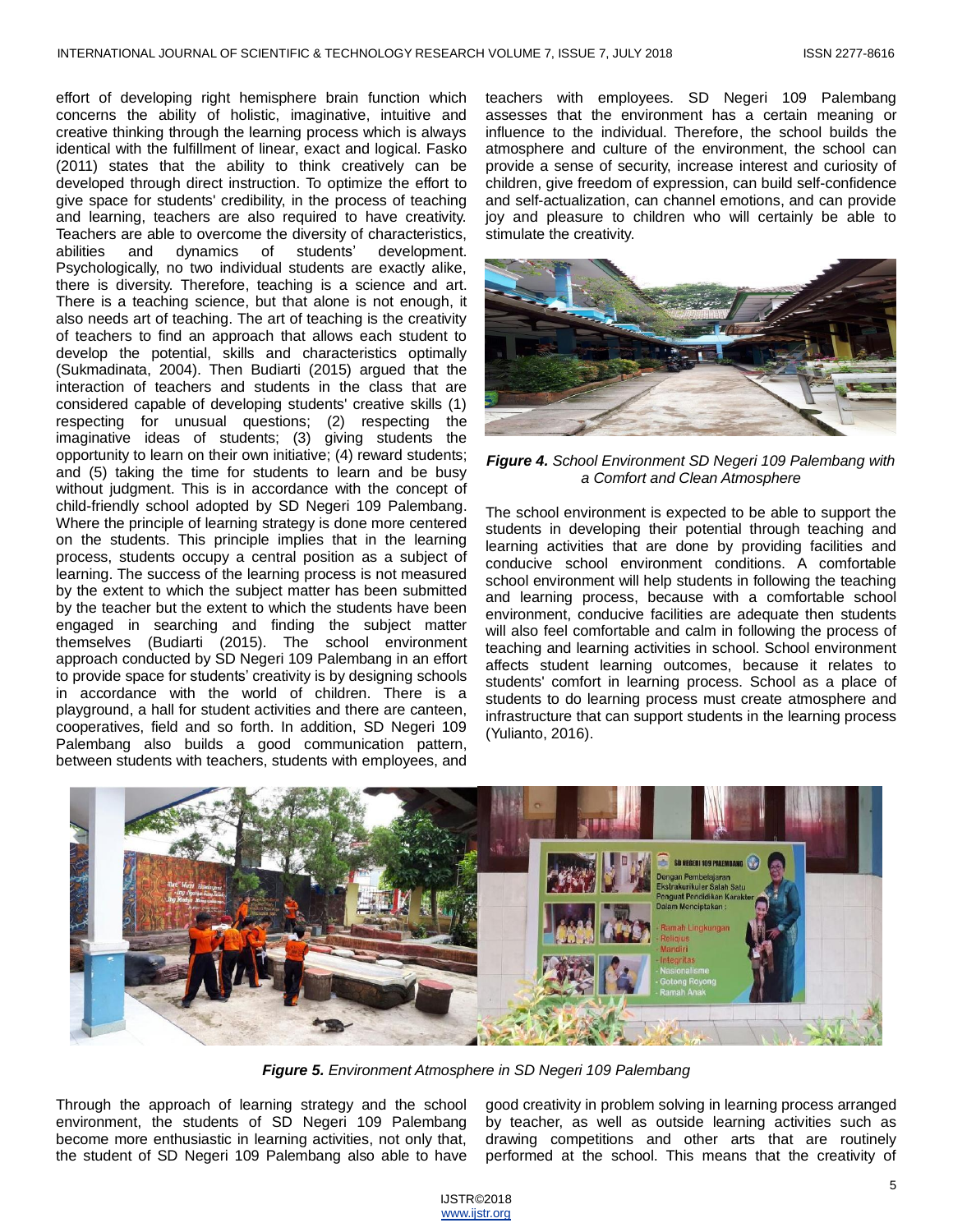effort of developing right hemisphere brain function which concerns the ability of holistic, imaginative, intuitive and creative thinking through the learning process which is always identical with the fulfillment of linear, exact and logical. Fasko (2011) states that the ability to think creatively can be developed through direct instruction. To optimize the effort to give space for students' credibility, in the process of teaching and learning, teachers are also required to have creativity. Teachers are able to overcome the diversity of characteristics, abilities and dynamics of students' development. Psychologically, no two individual students are exactly alike, there is diversity. Therefore, teaching is a science and art. There is a teaching science, but that alone is not enough, it also needs art of teaching. The art of teaching is the creativity of teachers to find an approach that allows each student to develop the potential, skills and characteristics optimally (Sukmadinata, 2004). Then Budiarti (2015) argued that the interaction of teachers and students in the class that are considered capable of developing students' creative skills (1) respecting for unusual questions; (2) respecting the imaginative ideas of students; (3) giving students the opportunity to learn on their own initiative; (4) reward students; and (5) taking the time for students to learn and be busy without judgment. This is in accordance with the concept of child-friendly school adopted by SD Negeri 109 Palembang. Where the principle of learning strategy is done more centered on the students. This principle implies that in the learning process, students occupy a central position as a subject of learning. The success of the learning process is not measured by the extent to which the subject matter has been submitted by the teacher but the extent to which the students have been engaged in searching and finding the subject matter themselves (Budiarti (2015). The school environment approach conducted by SD Negeri 109 Palembang in an effort to provide space for students' creativity is by designing schools in accordance with the world of children. There is a playground, a hall for student activities and there are canteen, cooperatives, field and so forth. In addition, SD Negeri 109 Palembang also builds a good communication pattern, between students with teachers, students with employees, and teachers with employees. SD Negeri 109 Palembang assesses that the environment has a certain meaning or influence to the individual. Therefore, the school builds the atmosphere and culture of the environment, the school can provide a sense of security, increase interest and curiosity of children, give freedom of expression, can build self-confidence and self-actualization, can channel emotions, and can provide joy and pleasure to children who will certainly be able to stimulate the creativity.

***Figure 4.*** *School Environment SD Negeri 109 Palembang with a Comfort and Clean Atmosphere*

The school environment is expected to be able to support the students in developing their potential through teaching and learning activities that are done by providing facilities and conducive school environment conditions. A comfortable school environment will help students in following the teaching and learning process, because with a comfortable school environment, conducive facilities are adequate then students will also feel comfortable and calm in following the process of teaching and learning activities in school. School environment affects student learning outcomes, because it relates to students' comfort in learning process. School as a place of students to do learning process must create atmosphere and infrastructure that can support students in the learning process (Yulianto, 2016).

***Figure 5.*** *Environment Atmosphere in SD Negeri 109 Palembang*

Through the approach of learning strategy and the school environment, the students of SD Negeri 109 Palembang become more enthusiastic in learning activities, not only that, the student of SD Negeri 109 Palembang also able to have good creativity in problem solving in learning process arranged by teacher, as well as outside learning activities such as drawing competitions and other arts that are routinely performed at the school. This means that the creativity of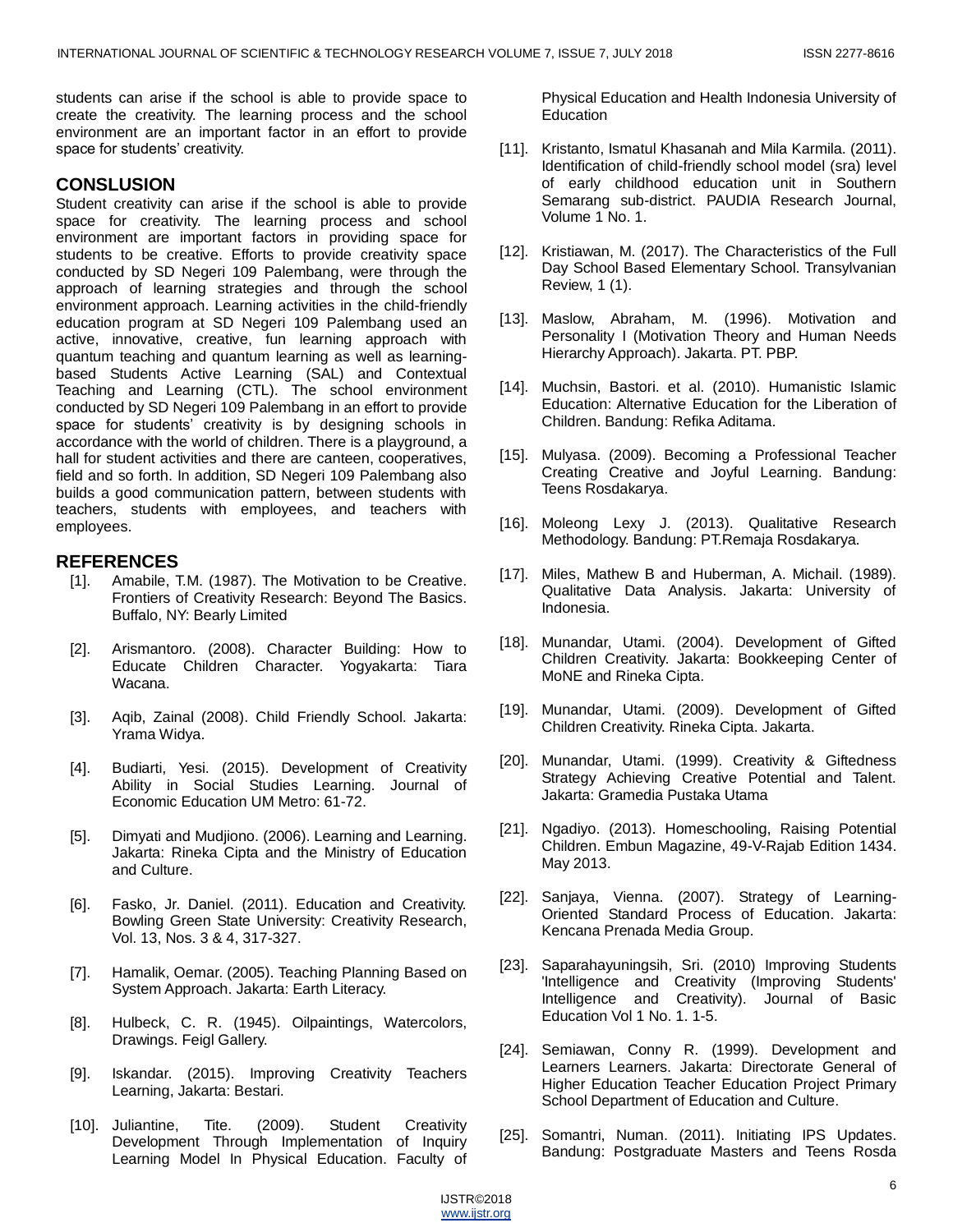students can arise if the school is able to provide space to create the creativity. The learning process and the school environment are an important factor in an effort to provide space for students' creativity.

## CONSLUSION

Student creativity can arise if the school is able to provide space for creativity. The learning process and school environment are important factors in providing space for students to be creative. Efforts to provide creativity space conducted by SD Negeri 109 Palembang, were through the approach of learning strategies and through the school environment approach. Learning activities in the child-friendly education program at SD Negeri 109 Palembang used an active, innovative, creative, fun learning approach with quantum teaching and quantum learning as well as learning-based Students Active Learning (SAL) and Contextual Teaching and Learning (CTL). The school environment conducted by SD Negeri 109 Palembang in an effort to provide space for students' creativity is by designing schools in accordance with the world of children. There is a playground, a hall for student activities and there are canteen, cooperatives, field and so forth. In addition, SD Negeri 109 Palembang also builds a good communication pattern, between students with teachers, students with employees, and teachers with employees.

## REFERENCES

[1]. Amabile, T.M. (1987). The Motivation to be Creative. Frontiers of Creativity Research: Beyond The Basics. Buffalo, NY: Bearly Limited

[2]. Arismantoro. (2008). Character Building: How to Educate Children Character. Yogyakarta: Tiara Wacana.

[3]. Aqib, Zainal (2008). Child Friendly School. Jakarta: Yrama Widya.

[4]. Budiarti, Yesi. (2015). Development of Creativity Ability in Social Studies Learning. Journal of Economic Education UM Metro: 61-72.

[5]. Dimyati and Mudjiono. (2006). Learning and Learning. Jakarta: Rineka Cipta and the Ministry of Education and Culture.

[6]. Fasko, Jr. Daniel. (2011). Education and Creativity. Bowling Green State University: Creativity Research, Vol. 13, Nos. 3 & 4, 317-327.

[7]. Hamalik, Oemar. (2005). Teaching Planning Based on System Approach. Jakarta: Earth Literacy.

[8]. Hulbeck, C. R. (1945). Oilpaintings, Watercolors, Drawings. Feigl Gallery.

[9]. Iskandar. (2015). Improving Creativity Teachers Learning, Jakarta: Bestari.

[10]. Juliantine, Tite. (2009). Student Creativity Development Through Implementation of Inquiry Learning Model In Physical Education. Faculty of Physical Education and Health Indonesia University of Education

[11]. Kristanto, Ismatul Khasanah and Mila Karmila. (2011). Identification of child-friendly school model (sra) level of early childhood education unit in Southern Semarang sub-district. PAUDIA Research Journal, Volume 1 No. 1.

[12]. Kristiawan, M. (2017). The Characteristics of the Full Day School Based Elementary School. Transylvanian Review, 1 (1).

[13]. Maslow, Abraham, M. (1996). Motivation and Personality I (Motivation Theory and Human Needs Hierarchy Approach). Jakarta. PT. PBP.

[14]. Muchsin, Bastori. et al. (2010). Humanistic Islamic Education: Alternative Education for the Liberation of Children. Bandung: Refika Aditama.

[15]. Mulyasa. (2009). Becoming a Professional Teacher Creating Creative and Joyful Learning. Bandung: Teens Rosdakarya.

[16]. Moleong Lexy J. (2013). Qualitative Research Methodology. Bandung: PT.Remaja Rosdakarya.

[17]. Miles, Mathew B and Huberman, A. Michail. (1989). Qualitative Data Analysis. Jakarta: University of Indonesia.

[18]. Munandar, Utami. (2004). Development of Gifted Children Creativity. Jakarta: Bookkeeping Center of MoNE and Rineka Cipta.

[19]. Munandar, Utami. (2009). Development of Gifted Children Creativity. Rineka Cipta. Jakarta.

[20]. Munandar, Utami. (1999). Creativity & Giftedness Strategy Achieving Creative Potential and Talent. Jakarta: Gramedia Pustaka Utama

[21]. Ngadiyo. (2013). Homeschooling, Raising Potential Children. Embun Magazine, 49-V-Rajab Edition 1434. May 2013.

[22]. Sanjaya, Vienna. (2007). Strategy of Learning-Oriented Standard Process of Education. Jakarta: Kencana Prenada Media Group.

[23]. Saparahayuningsih, Sri. (2010) Improving Students 'Intelligence and Creativity (Improving Students' Intelligence and Creativity). Journal of Basic Education Vol 1 No. 1. 1-5.

[24]. Semiawan, Conny R. (1999). Development and Learners Learners. Jakarta: Directorate General of Higher Education Teacher Education Project Primary School Department of Education and Culture.

[25]. Somantri, Numan. (2011). Initiating IPS Updates. Bandung: Postgraduate Masters and Teens Rosda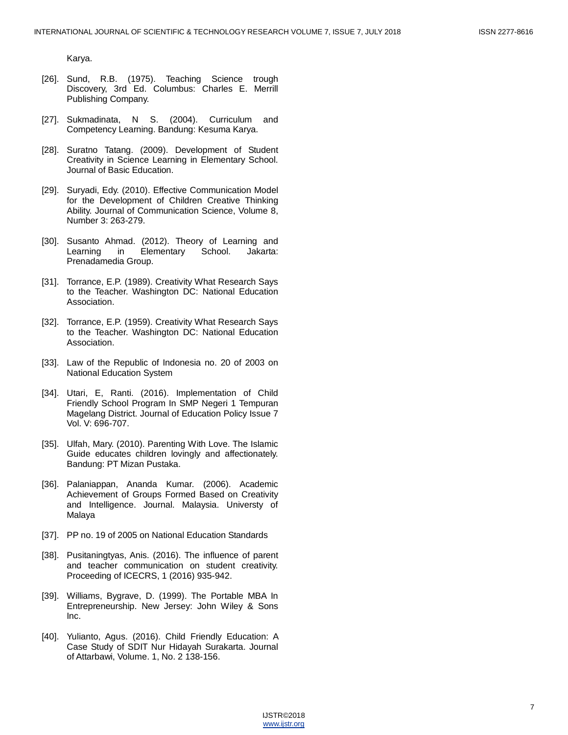Karya.

[26]. Sund, R.B. (1975). Teaching Science trough Discovery, 3rd Ed. Columbus: Charles E. Merrill Publishing Company.

[27]. Sukmadinata, N S. (2004). Curriculum and Competency Learning. Bandung: Kesuma Karya.

[28]. Suratno Tatang. (2009). Development of Student Creativity in Science Learning in Elementary School. Journal of Basic Education.

[29]. Suryadi, Edy. (2010). Effective Communication Model for the Development of Children Creative Thinking Ability. Journal of Communication Science, Volume 8, Number 3: 263-279.

[30]. Susanto Ahmad. (2012). Theory of Learning and Learning in Elementary School. Jakarta: Prenadamedia Group.

[31]. Torrance, E.P. (1989). Creativity What Research Says to the Teacher. Washington DC: National Education Association.

[32]. Torrance, E.P. (1959). Creativity What Research Says to the Teacher. Washington DC: National Education Association.

[33]. Law of the Republic of Indonesia no. 20 of 2003 on National Education System

[34]. Utari, E, Ranti. (2016). Implementation of Child Friendly School Program In SMP Negeri 1 Tempuran Magelang District. Journal of Education Policy Issue 7 Vol. V: 696-707.

[35]. Ulfah, Mary. (2010). Parenting With Love. The Islamic Guide educates children lovingly and affectionately. Bandung: PT Mizan Pustaka.

[36]. Palaniappan, Ananda Kumar. (2006). Academic Achievement of Groups Formed Based on Creativity and Intelligence. Journal. Malaysia. Universty of Malaya

[37]. PP no. 19 of 2005 on National Education Standards

[38]. Pusitaningtyas, Anis. (2016). The influence of parent and teacher communication on student creativity. Proceeding of ICECRS, 1 (2016) 935-942.

[39]. Williams, Bygrave, D. (1999). The Portable MBA In Entrepreneurship. New Jersey: John Wiley & Sons Inc.

[40]. Yulianto, Agus. (2016). Child Friendly Education: A Case Study of SDIT Nur Hidayah Surakarta. Journal of Attarbawi, Volume. 1, No. 2 138-156.